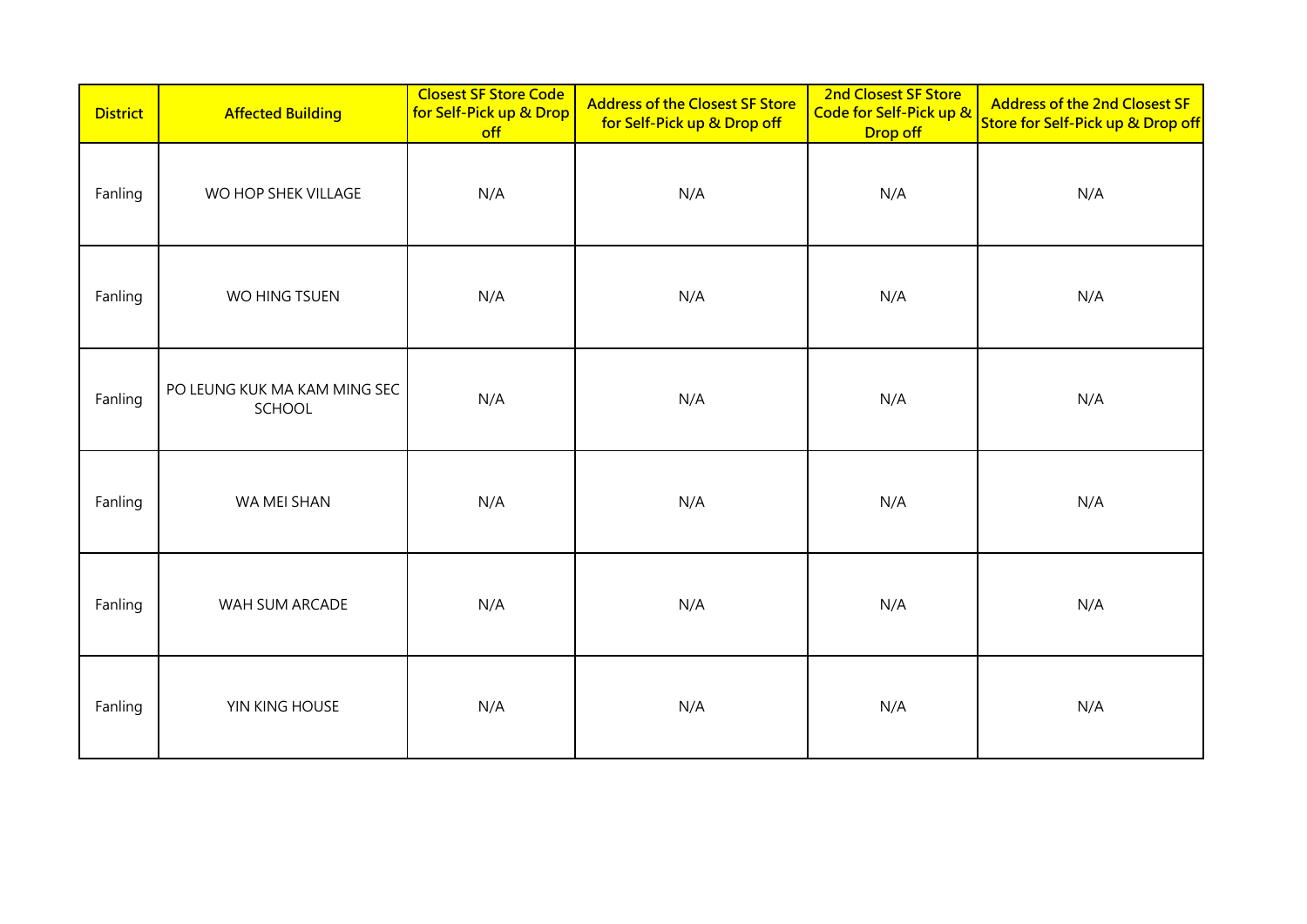| District | Affected Building | Closest SF Store Code for Self-Pick up & Drop off | Address of the Closest SF Store for Self-Pick up & Drop off | 2nd Closest SF Store Code for Self-Pick up & Drop off | Address of the 2nd Closest SF Store for Self-Pick up & Drop off |
|---|---|---|---|---|---|
| Fanling | WO HOP SHEK VILLAGE | N/A | N/A | N/A | N/A |
| Fanling | WO HING TSUEN | N/A | N/A | N/A | N/A |
| Fanling | PO LEUNG KUK MA KAM MING SEC SCHOOL | N/A | N/A | N/A | N/A |
| Fanling | WA MEI SHAN | N/A | N/A | N/A | N/A |
| Fanling | WAH SUM ARCADE | N/A | N/A | N/A | N/A |
| Fanling | YIN KING HOUSE | N/A | N/A | N/A | N/A |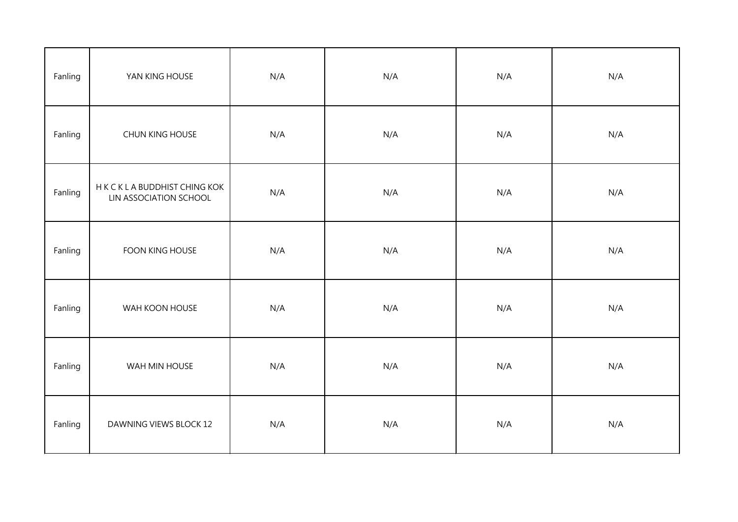| Fanling | YAN KING HOUSE | N/A | N/A | N/A | N/A |
|---|---|---|---|---|---|
| Fanling | CHUN KING HOUSE | N/A | N/A | N/A | N/A |
| Fanling | H K C K L A BUDDHIST CHING KOK LIN ASSOCIATION SCHOOL | N/A | N/A | N/A | N/A |
| Fanling | FOON KING HOUSE | N/A | N/A | N/A | N/A |
| Fanling | WAH KOON HOUSE | N/A | N/A | N/A | N/A |
| Fanling | WAH MIN HOUSE | N/A | N/A | N/A | N/A |
| Fanling | DAWNING VIEWS BLOCK 12 | N/A | N/A | N/A | N/A |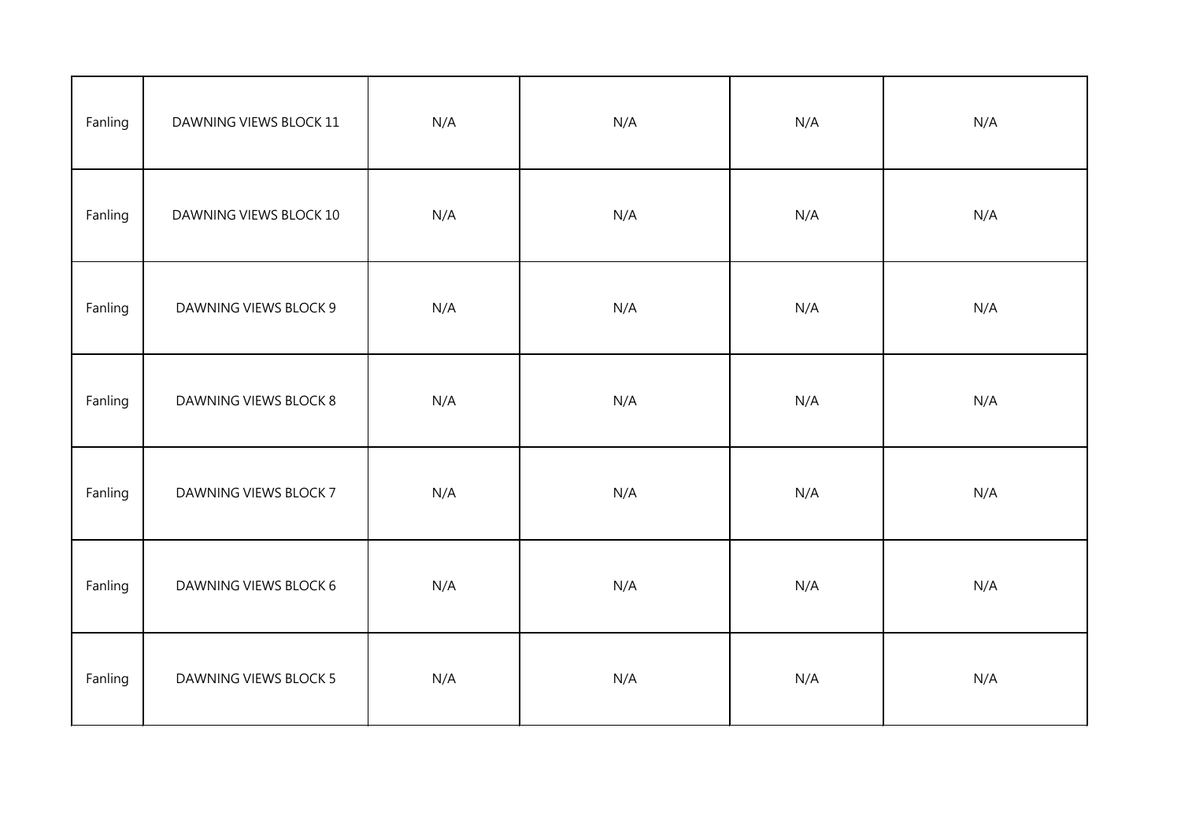| | | | | | |
|---|---|---|---|---|---|
| Fanling | DAWNING VIEWS BLOCK 11 | N/A | N/A | N/A | N/A |
| Fanling | DAWNING VIEWS BLOCK 10 | N/A | N/A | N/A | N/A |
| Fanling | DAWNING VIEWS BLOCK 9 | N/A | N/A | N/A | N/A |
| Fanling | DAWNING VIEWS BLOCK 8 | N/A | N/A | N/A | N/A |
| Fanling | DAWNING VIEWS BLOCK 7 | N/A | N/A | N/A | N/A |
| Fanling | DAWNING VIEWS BLOCK 6 | N/A | N/A | N/A | N/A |
| Fanling | DAWNING VIEWS BLOCK 5 | N/A | N/A | N/A | N/A |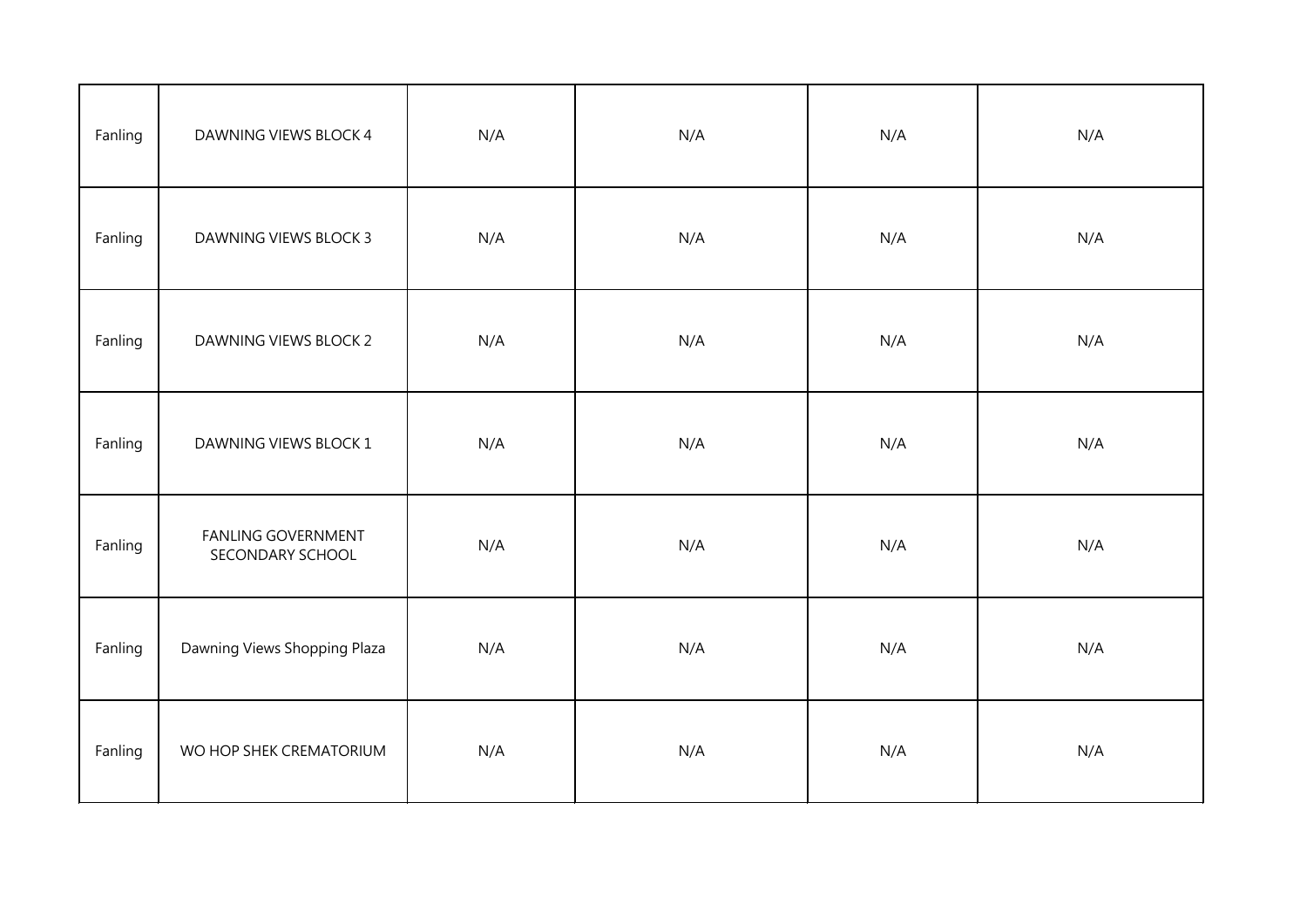| | | | | | |
|---|---|---|---|---|---|
| Fanling | DAWNING VIEWS BLOCK 4 | N/A | N/A | N/A | N/A |
| Fanling | DAWNING VIEWS BLOCK 3 | N/A | N/A | N/A | N/A |
| Fanling | DAWNING VIEWS BLOCK 2 | N/A | N/A | N/A | N/A |
| Fanling | DAWNING VIEWS BLOCK 1 | N/A | N/A | N/A | N/A |
| Fanling | FANLING GOVERNMENT SECONDARY SCHOOL | N/A | N/A | N/A | N/A |
| Fanling | Dawning Views Shopping Plaza | N/A | N/A | N/A | N/A |
| Fanling | WO HOP SHEK CREMATORIUM | N/A | N/A | N/A | N/A |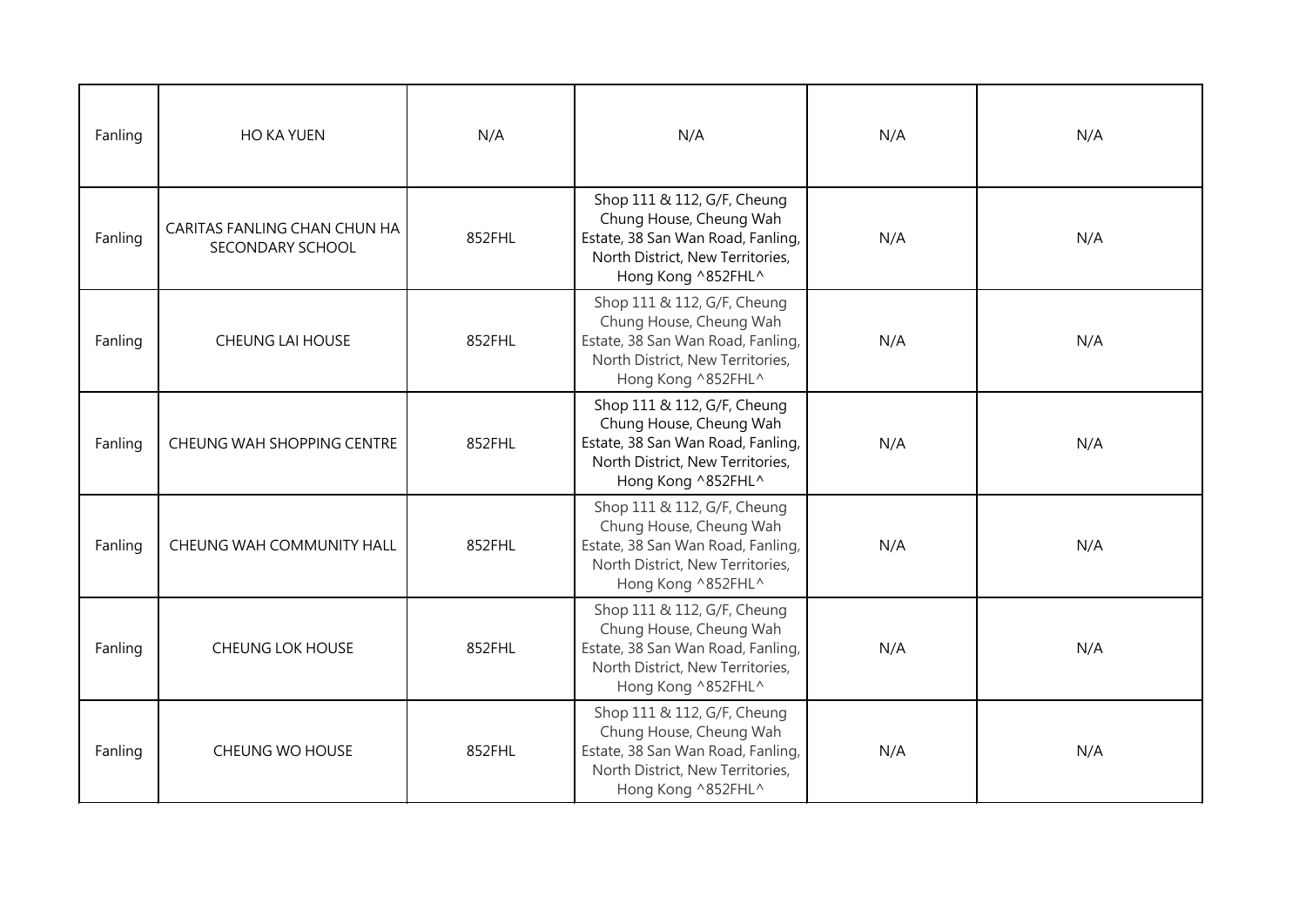| | | | | | |
|---|---|---|---|---|---|
| Fanling | HO KA YUEN | N/A | N/A | N/A | N/A |
| Fanling | CARITAS FANLING CHAN CHUN HA SECONDARY SCHOOL | 852FHL | Shop 111 & 112, G/F, Cheung Chung House, Cheung Wah Estate, 38 San Wan Road, Fanling, North District, New Territories, Hong Kong ^852FHL^ | N/A | N/A |
| Fanling | CHEUNG LAI HOUSE | 852FHL | Shop 111 & 112, G/F, Cheung Chung House, Cheung Wah Estate, 38 San Wan Road, Fanling, North District, New Territories, Hong Kong ^852FHL^ | N/A | N/A |
| Fanling | CHEUNG WAH SHOPPING CENTRE | 852FHL | Shop 111 & 112, G/F, Cheung Chung House, Cheung Wah Estate, 38 San Wan Road, Fanling, North District, New Territories, Hong Kong ^852FHL^ | N/A | N/A |
| Fanling | CHEUNG WAH COMMUNITY HALL | 852FHL | Shop 111 & 112, G/F, Cheung Chung House, Cheung Wah Estate, 38 San Wan Road, Fanling, North District, New Territories, Hong Kong ^852FHL^ | N/A | N/A |
| Fanling | CHEUNG LOK HOUSE | 852FHL | Shop 111 & 112, G/F, Cheung Chung House, Cheung Wah Estate, 38 San Wan Road, Fanling, North District, New Territories, Hong Kong ^852FHL^ | N/A | N/A |
| Fanling | CHEUNG WO HOUSE | 852FHL | Shop 111 & 112, G/F, Cheung Chung House, Cheung Wah Estate, 38 San Wan Road, Fanling, North District, New Territories, Hong Kong ^852FHL^ | N/A | N/A |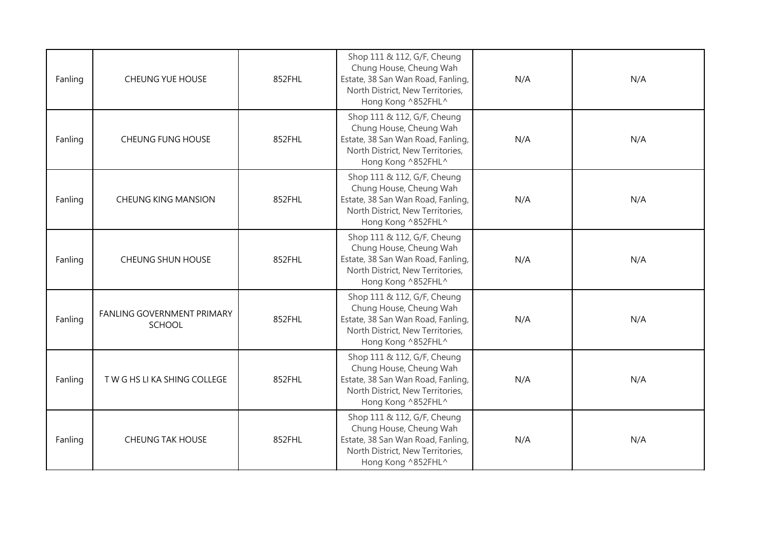| | | | | | |
|---|---|---|---|---|---|
| Fanling | CHEUNG YUE HOUSE | 852FHL | Shop 111 & 112, G/F, Cheung Chung House, Cheung Wah Estate, 38 San Wan Road, Fanling, North District, New Territories, Hong Kong ^852FHL^ | N/A | N/A |
| Fanling | CHEUNG FUNG HOUSE | 852FHL | Shop 111 & 112, G/F, Cheung Chung House, Cheung Wah Estate, 38 San Wan Road, Fanling, North District, New Territories, Hong Kong ^852FHL^ | N/A | N/A |
| Fanling | CHEUNG KING MANSION | 852FHL | Shop 111 & 112, G/F, Cheung Chung House, Cheung Wah Estate, 38 San Wan Road, Fanling, North District, New Territories, Hong Kong ^852FHL^ | N/A | N/A |
| Fanling | CHEUNG SHUN HOUSE | 852FHL | Shop 111 & 112, G/F, Cheung Chung House, Cheung Wah Estate, 38 San Wan Road, Fanling, North District, New Territories, Hong Kong ^852FHL^ | N/A | N/A |
| Fanling | FANLING GOVERNMENT PRIMARY SCHOOL | 852FHL | Shop 111 & 112, G/F, Cheung Chung House, Cheung Wah Estate, 38 San Wan Road, Fanling, North District, New Territories, Hong Kong ^852FHL^ | N/A | N/A |
| Fanling | T W G HS LI KA SHING COLLEGE | 852FHL | Shop 111 & 112, G/F, Cheung Chung House, Cheung Wah Estate, 38 San Wan Road, Fanling, North District, New Territories, Hong Kong ^852FHL^ | N/A | N/A |
| Fanling | CHEUNG TAK HOUSE | 852FHL | Shop 111 & 112, G/F, Cheung Chung House, Cheung Wah Estate, 38 San Wan Road, Fanling, North District, New Territories, Hong Kong ^852FHL^ | N/A | N/A |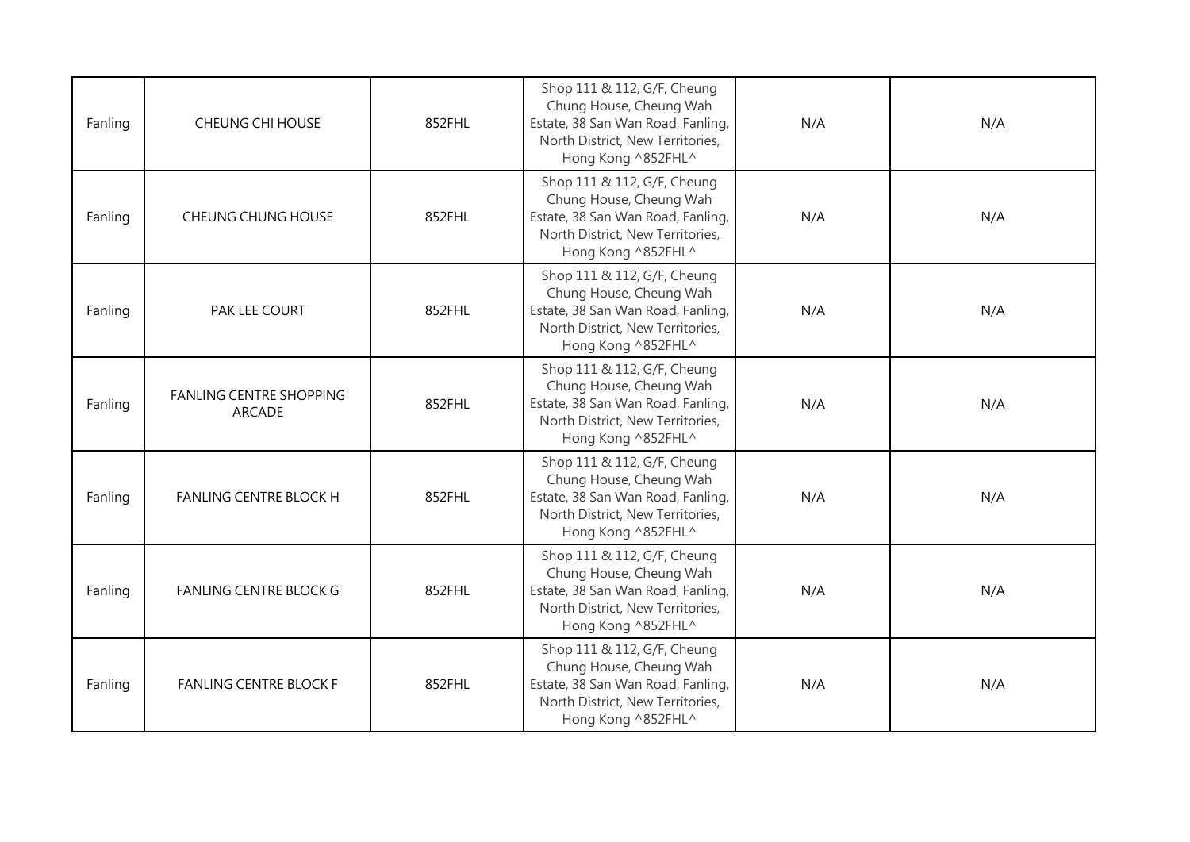| Fanling | CHEUNG CHI HOUSE | 852FHL | Shop 111 & 112, G/F, Cheung Chung House, Cheung Wah Estate, 38 San Wan Road, Fanling, North District, New Territories, Hong Kong ^852FHL^ | N/A | N/A |
|---|---|---|---|---|---|
| Fanling | CHEUNG CHUNG HOUSE | 852FHL | Shop 111 & 112, G/F, Cheung Chung House, Cheung Wah Estate, 38 San Wan Road, Fanling, North District, New Territories, Hong Kong ^852FHL^ | N/A | N/A |
| Fanling | PAK LEE COURT | 852FHL | Shop 111 & 112, G/F, Cheung Chung House, Cheung Wah Estate, 38 San Wan Road, Fanling, North District, New Territories, Hong Kong ^852FHL^ | N/A | N/A |
| Fanling | FANLING CENTRE SHOPPING ARCADE | 852FHL | Shop 111 & 112, G/F, Cheung Chung House, Cheung Wah Estate, 38 San Wan Road, Fanling, North District, New Territories, Hong Kong ^852FHL^ | N/A | N/A |
| Fanling | FANLING CENTRE BLOCK H | 852FHL | Shop 111 & 112, G/F, Cheung Chung House, Cheung Wah Estate, 38 San Wan Road, Fanling, North District, New Territories, Hong Kong ^852FHL^ | N/A | N/A |
| Fanling | FANLING CENTRE BLOCK G | 852FHL | Shop 111 & 112, G/F, Cheung Chung House, Cheung Wah Estate, 38 San Wan Road, Fanling, North District, New Territories, Hong Kong ^852FHL^ | N/A | N/A |
| Fanling | FANLING CENTRE BLOCK F | 852FHL | Shop 111 & 112, G/F, Cheung Chung House, Cheung Wah Estate, 38 San Wan Road, Fanling, North District, New Territories, Hong Kong ^852FHL^ | N/A | N/A |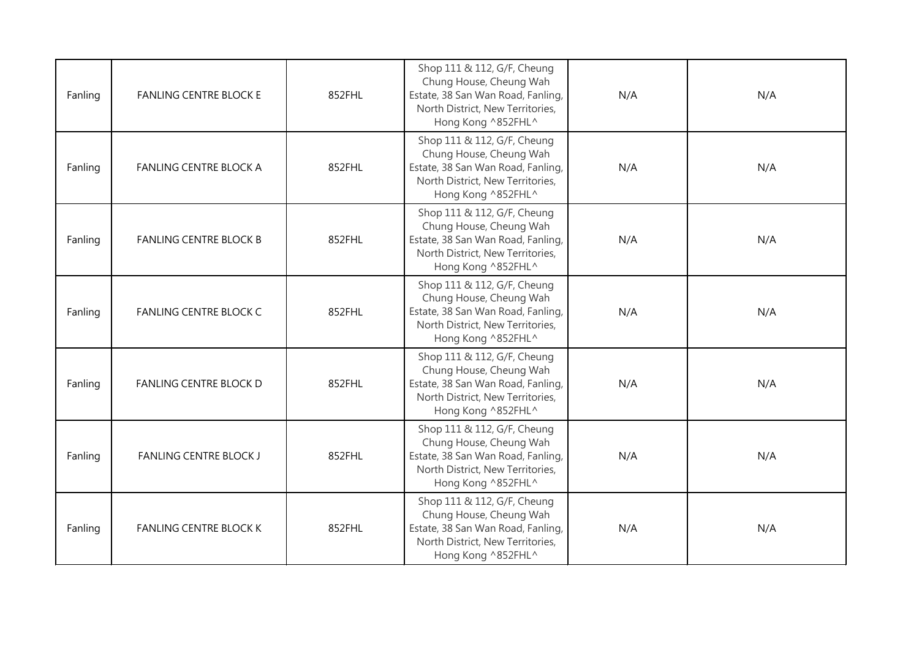| Fanling | FANLING CENTRE BLOCK E | 852FHL | Shop 111 & 112, G/F, Cheung Chung House, Cheung Wah Estate, 38 San Wan Road, Fanling, North District, New Territories, Hong Kong ^852FHL^ | N/A | N/A |
|---|---|---|---|---|---|
| Fanling | FANLING CENTRE BLOCK A | 852FHL | Shop 111 & 112, G/F, Cheung Chung House, Cheung Wah Estate, 38 San Wan Road, Fanling, North District, New Territories, Hong Kong ^852FHL^ | N/A | N/A |
| Fanling | FANLING CENTRE BLOCK B | 852FHL | Shop 111 & 112, G/F, Cheung Chung House, Cheung Wah Estate, 38 San Wan Road, Fanling, North District, New Territories, Hong Kong ^852FHL^ | N/A | N/A |
| Fanling | FANLING CENTRE BLOCK C | 852FHL | Shop 111 & 112, G/F, Cheung Chung House, Cheung Wah Estate, 38 San Wan Road, Fanling, North District, New Territories, Hong Kong ^852FHL^ | N/A | N/A |
| Fanling | FANLING CENTRE BLOCK D | 852FHL | Shop 111 & 112, G/F, Cheung Chung House, Cheung Wah Estate, 38 San Wan Road, Fanling, North District, New Territories, Hong Kong ^852FHL^ | N/A | N/A |
| Fanling | FANLING CENTRE BLOCK J | 852FHL | Shop 111 & 112, G/F, Cheung Chung House, Cheung Wah Estate, 38 San Wan Road, Fanling, North District, New Territories, Hong Kong ^852FHL^ | N/A | N/A |
| Fanling | FANLING CENTRE BLOCK K | 852FHL | Shop 111 & 112, G/F, Cheung Chung House, Cheung Wah Estate, 38 San Wan Road, Fanling, North District, New Territories, Hong Kong ^852FHL^ | N/A | N/A |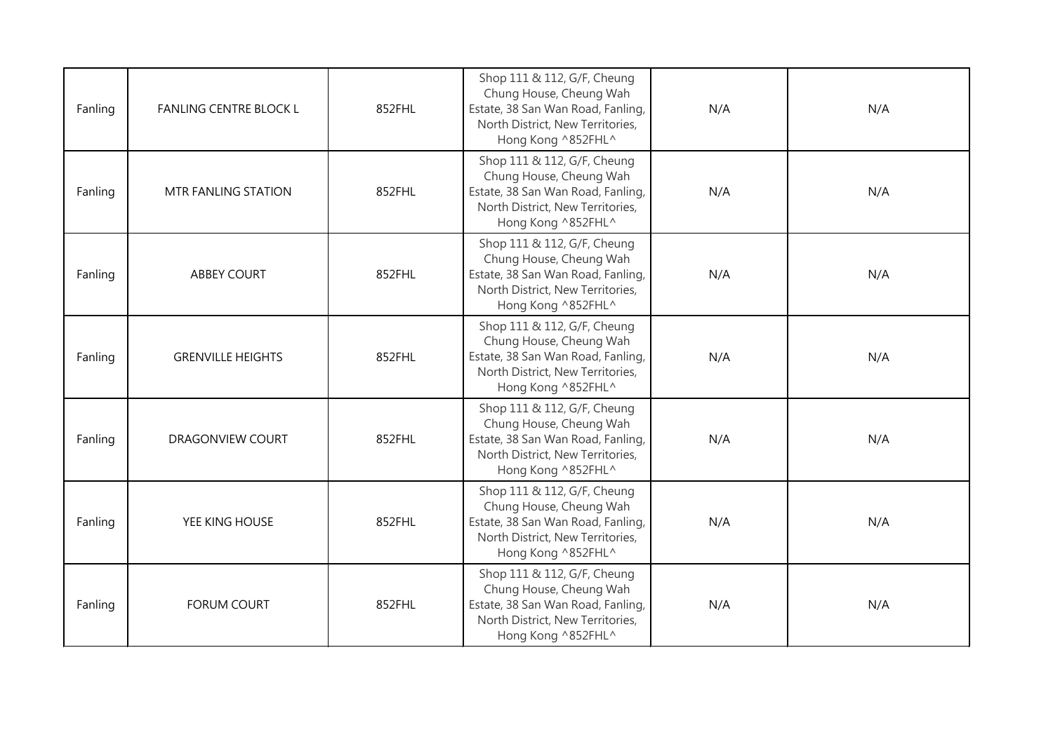| Fanling | FANLING CENTRE BLOCK L | 852FHL | Shop 111 & 112, G/F, Cheung Chung House, Cheung Wah Estate, 38 San Wan Road, Fanling, North District, New Territories, Hong Kong ^852FHL^ | N/A | N/A |
|---|---|---|---|---|---|
| Fanling | MTR FANLING STATION | 852FHL | Shop 111 & 112, G/F, Cheung Chung House, Cheung Wah Estate, 38 San Wan Road, Fanling, North District, New Territories, Hong Kong ^852FHL^ | N/A | N/A |
| Fanling | ABBEY COURT | 852FHL | Shop 111 & 112, G/F, Cheung Chung House, Cheung Wah Estate, 38 San Wan Road, Fanling, North District, New Territories, Hong Kong ^852FHL^ | N/A | N/A |
| Fanling | GRENVILLE HEIGHTS | 852FHL | Shop 111 & 112, G/F, Cheung Chung House, Cheung Wah Estate, 38 San Wan Road, Fanling, North District, New Territories, Hong Kong ^852FHL^ | N/A | N/A |
| Fanling | DRAGONVIEW COURT | 852FHL | Shop 111 & 112, G/F, Cheung Chung House, Cheung Wah Estate, 38 San Wan Road, Fanling, North District, New Territories, Hong Kong ^852FHL^ | N/A | N/A |
| Fanling | YEE KING HOUSE | 852FHL | Shop 111 & 112, G/F, Cheung Chung House, Cheung Wah Estate, 38 San Wan Road, Fanling, North District, New Territories, Hong Kong ^852FHL^ | N/A | N/A |
| Fanling | FORUM COURT | 852FHL | Shop 111 & 112, G/F, Cheung Chung House, Cheung Wah Estate, 38 San Wan Road, Fanling, North District, New Territories, Hong Kong ^852FHL^ | N/A | N/A |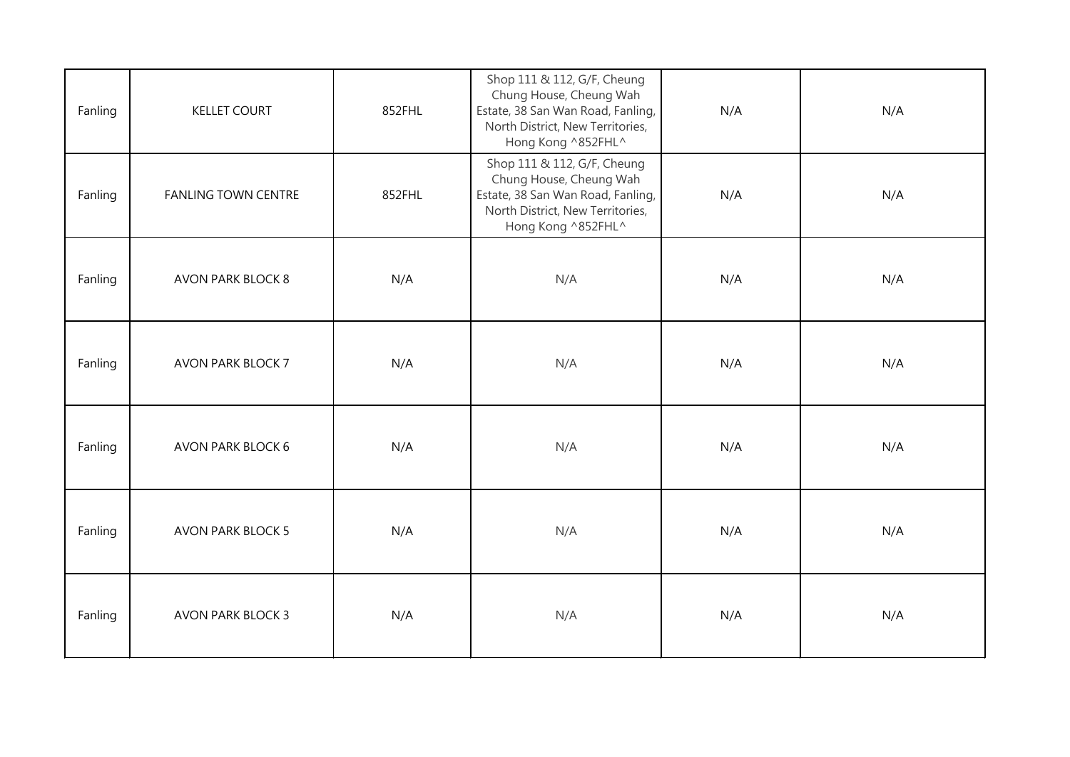| | | | | | |
|---|---|---|---|---|---|
| Fanling | KELLET COURT | 852FHL | Shop 111 & 112, G/F, Cheung Chung House, Cheung Wah Estate, 38 San Wan Road, Fanling, North District, New Territories, Hong Kong ^852FHL^ | N/A | N/A |
| Fanling | FANLING TOWN CENTRE | 852FHL | Shop 111 & 112, G/F, Cheung Chung House, Cheung Wah Estate, 38 San Wan Road, Fanling, North District, New Territories, Hong Kong ^852FHL^ | N/A | N/A |
| Fanling | AVON PARK BLOCK 8 | N/A | N/A | N/A | N/A |
| Fanling | AVON PARK BLOCK 7 | N/A | N/A | N/A | N/A |
| Fanling | AVON PARK BLOCK 6 | N/A | N/A | N/A | N/A |
| Fanling | AVON PARK BLOCK 5 | N/A | N/A | N/A | N/A |
| Fanling | AVON PARK BLOCK 3 | N/A | N/A | N/A | N/A |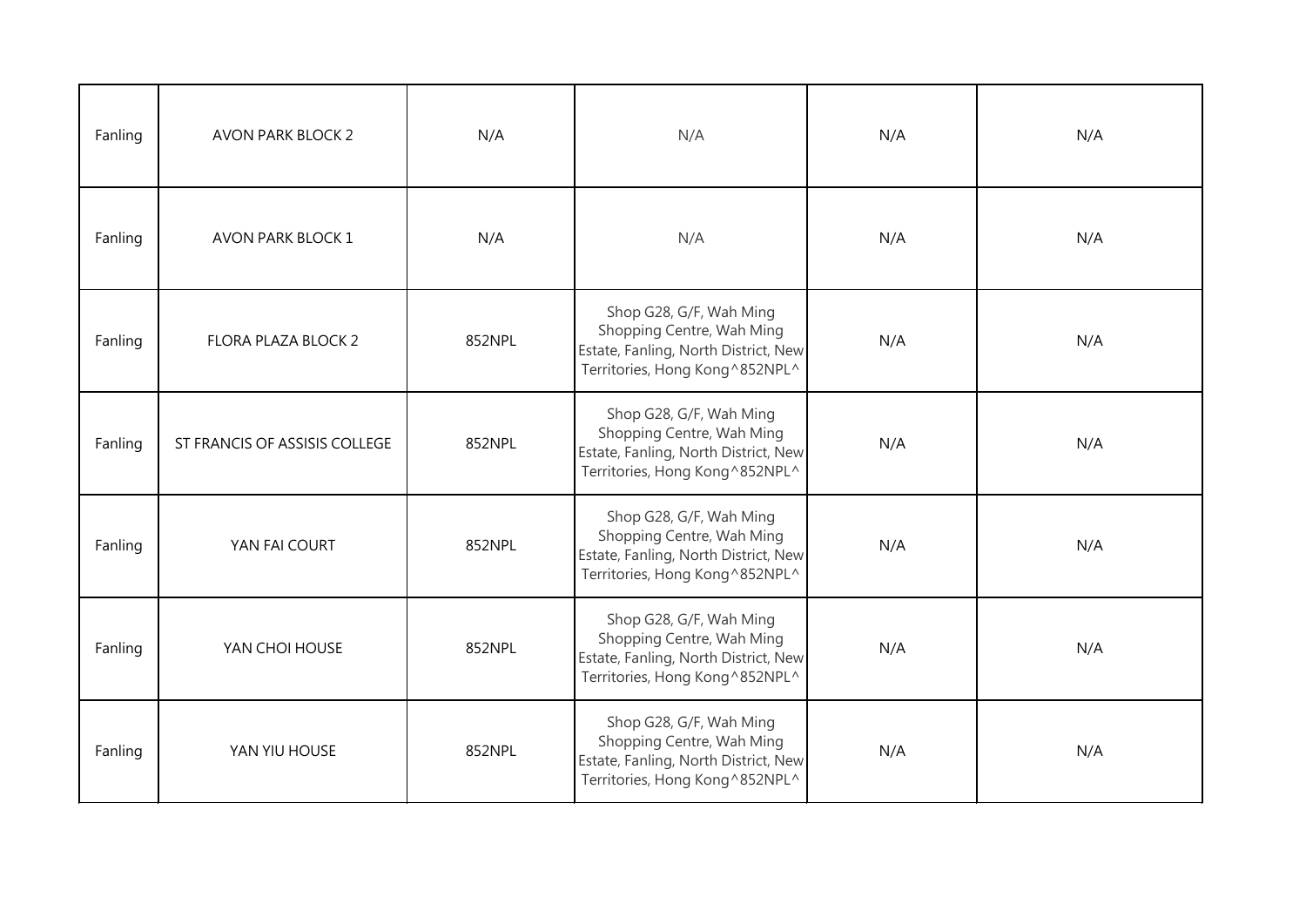| | | | | | |
|---|---|---|---|---|---|
| Fanling | AVON PARK BLOCK 2 | N/A | N/A | N/A | N/A |
| Fanling | AVON PARK BLOCK 1 | N/A | N/A | N/A | N/A |
| Fanling | FLORA PLAZA BLOCK 2 | 852NPL | Shop G28, G/F, Wah Ming Shopping Centre, Wah Ming Estate, Fanling, North District, New Territories, Hong Kong^852NPL^ | N/A | N/A |
| Fanling | ST FRANCIS OF ASSISIS COLLEGE | 852NPL | Shop G28, G/F, Wah Ming Shopping Centre, Wah Ming Estate, Fanling, North District, New Territories, Hong Kong^852NPL^ | N/A | N/A |
| Fanling | YAN FAI COURT | 852NPL | Shop G28, G/F, Wah Ming Shopping Centre, Wah Ming Estate, Fanling, North District, New Territories, Hong Kong^852NPL^ | N/A | N/A |
| Fanling | YAN CHOI HOUSE | 852NPL | Shop G28, G/F, Wah Ming Shopping Centre, Wah Ming Estate, Fanling, North District, New Territories, Hong Kong^852NPL^ | N/A | N/A |
| Fanling | YAN YIU HOUSE | 852NPL | Shop G28, G/F, Wah Ming Shopping Centre, Wah Ming Estate, Fanling, North District, New Territories, Hong Kong^852NPL^ | N/A | N/A |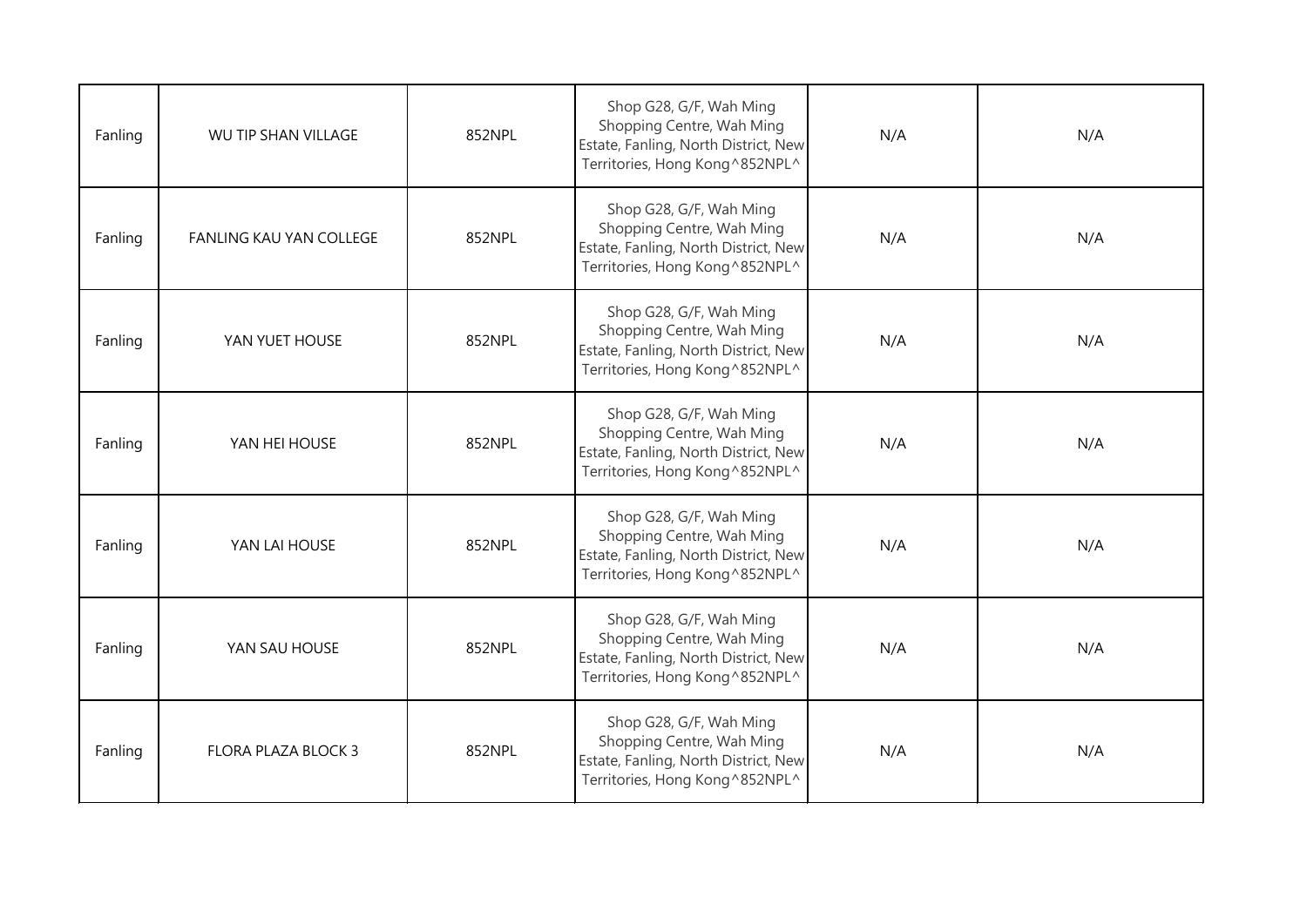| | | | | | |
|---|---|---|---|---|---|
| Fanling | WU TIP SHAN VILLAGE | 852NPL | Shop G28, G/F, Wah Ming Shopping Centre, Wah Ming Estate, Fanling, North District, New Territories, Hong Kong^852NPL^ | N/A | N/A |
| Fanling | FANLING KAU YAN COLLEGE | 852NPL | Shop G28, G/F, Wah Ming Shopping Centre, Wah Ming Estate, Fanling, North District, New Territories, Hong Kong^852NPL^ | N/A | N/A |
| Fanling | YAN YUET HOUSE | 852NPL | Shop G28, G/F, Wah Ming Shopping Centre, Wah Ming Estate, Fanling, North District, New Territories, Hong Kong^852NPL^ | N/A | N/A |
| Fanling | YAN HEI HOUSE | 852NPL | Shop G28, G/F, Wah Ming Shopping Centre, Wah Ming Estate, Fanling, North District, New Territories, Hong Kong^852NPL^ | N/A | N/A |
| Fanling | YAN LAI HOUSE | 852NPL | Shop G28, G/F, Wah Ming Shopping Centre, Wah Ming Estate, Fanling, North District, New Territories, Hong Kong^852NPL^ | N/A | N/A |
| Fanling | YAN SAU HOUSE | 852NPL | Shop G28, G/F, Wah Ming Shopping Centre, Wah Ming Estate, Fanling, North District, New Territories, Hong Kong^852NPL^ | N/A | N/A |
| Fanling | FLORA PLAZA BLOCK 3 | 852NPL | Shop G28, G/F, Wah Ming Shopping Centre, Wah Ming Estate, Fanling, North District, New Territories, Hong Kong^852NPL^ | N/A | N/A |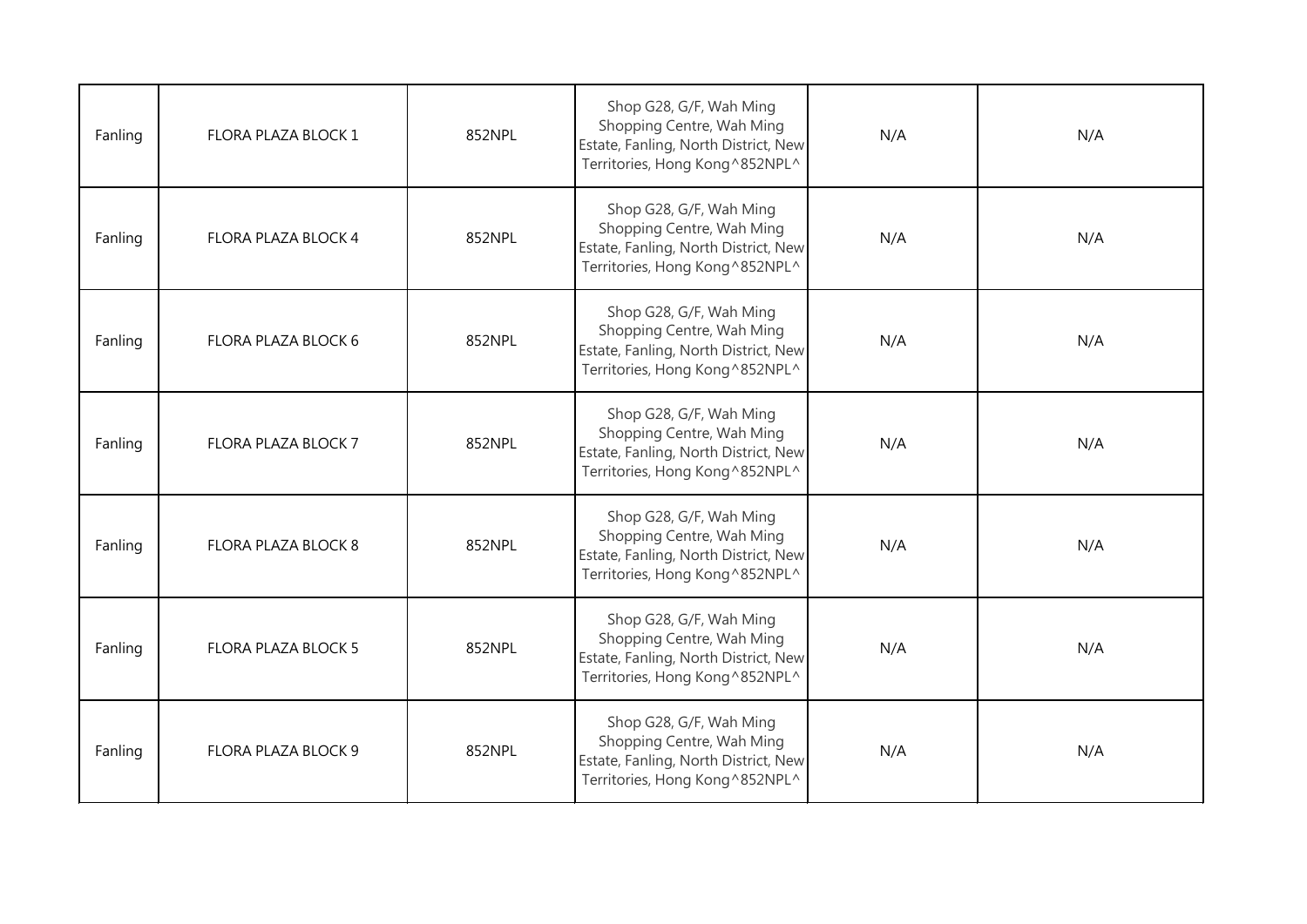| | | | | | |
|---|---|---|---|---|---|
| Fanling | FLORA PLAZA BLOCK 1 | 852NPL | Shop G28, G/F, Wah Ming Shopping Centre, Wah Ming Estate, Fanling, North District, New Territories, Hong Kong^852NPL^ | N/A | N/A |
| Fanling | FLORA PLAZA BLOCK 4 | 852NPL | Shop G28, G/F, Wah Ming Shopping Centre, Wah Ming Estate, Fanling, North District, New Territories, Hong Kong^852NPL^ | N/A | N/A |
| Fanling | FLORA PLAZA BLOCK 6 | 852NPL | Shop G28, G/F, Wah Ming Shopping Centre, Wah Ming Estate, Fanling, North District, New Territories, Hong Kong^852NPL^ | N/A | N/A |
| Fanling | FLORA PLAZA BLOCK 7 | 852NPL | Shop G28, G/F, Wah Ming Shopping Centre, Wah Ming Estate, Fanling, North District, New Territories, Hong Kong^852NPL^ | N/A | N/A |
| Fanling | FLORA PLAZA BLOCK 8 | 852NPL | Shop G28, G/F, Wah Ming Shopping Centre, Wah Ming Estate, Fanling, North District, New Territories, Hong Kong^852NPL^ | N/A | N/A |
| Fanling | FLORA PLAZA BLOCK 5 | 852NPL | Shop G28, G/F, Wah Ming Shopping Centre, Wah Ming Estate, Fanling, North District, New Territories, Hong Kong^852NPL^ | N/A | N/A |
| Fanling | FLORA PLAZA BLOCK 9 | 852NPL | Shop G28, G/F, Wah Ming Shopping Centre, Wah Ming Estate, Fanling, North District, New Territories, Hong Kong^852NPL^ | N/A | N/A |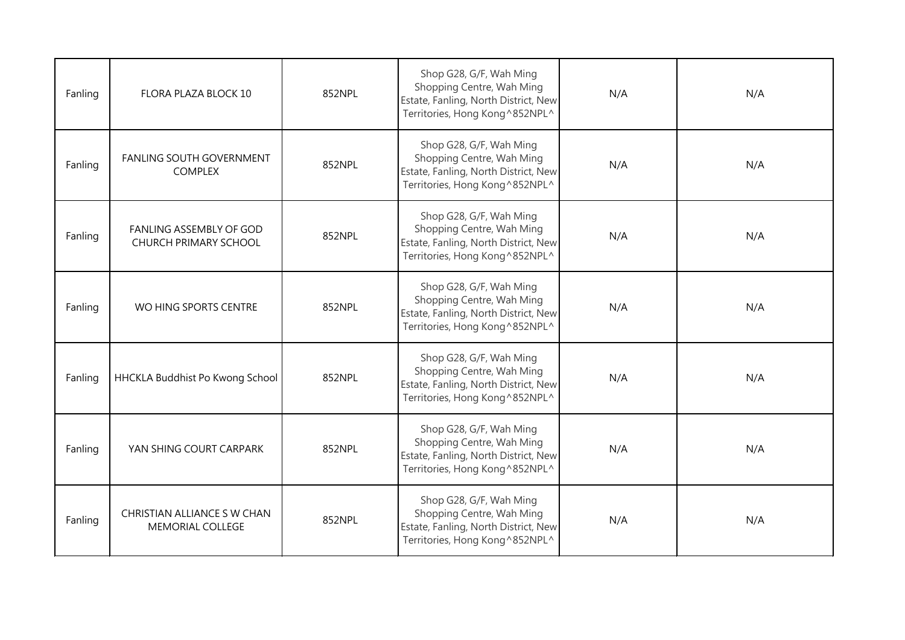| Fanling | FLORA PLAZA BLOCK 10 | 852NPL | Shop G28, G/F, Wah Ming Shopping Centre, Wah Ming Estate, Fanling, North District, New Territories, Hong Kong^852NPL^ | N/A | N/A |
|---|---|---|---|---|---|
| Fanling | FANLING SOUTH GOVERNMENT COMPLEX | 852NPL | Shop G28, G/F, Wah Ming Shopping Centre, Wah Ming Estate, Fanling, North District, New Territories, Hong Kong^852NPL^ | N/A | N/A |
| Fanling | FANLING ASSEMBLY OF GOD CHURCH PRIMARY SCHOOL | 852NPL | Shop G28, G/F, Wah Ming Shopping Centre, Wah Ming Estate, Fanling, North District, New Territories, Hong Kong^852NPL^ | N/A | N/A |
| Fanling | WO HING SPORTS CENTRE | 852NPL | Shop G28, G/F, Wah Ming Shopping Centre, Wah Ming Estate, Fanling, North District, New Territories, Hong Kong^852NPL^ | N/A | N/A |
| Fanling | HHCKLA Buddhist Po Kwong School | 852NPL | Shop G28, G/F, Wah Ming Shopping Centre, Wah Ming Estate, Fanling, North District, New Territories, Hong Kong^852NPL^ | N/A | N/A |
| Fanling | YAN SHING COURT CARPARK | 852NPL | Shop G28, G/F, Wah Ming Shopping Centre, Wah Ming Estate, Fanling, North District, New Territories, Hong Kong^852NPL^ | N/A | N/A |
| Fanling | CHRISTIAN ALLIANCE S W CHAN MEMORIAL COLLEGE | 852NPL | Shop G28, G/F, Wah Ming Shopping Centre, Wah Ming Estate, Fanling, North District, New Territories, Hong Kong^852NPL^ | N/A | N/A |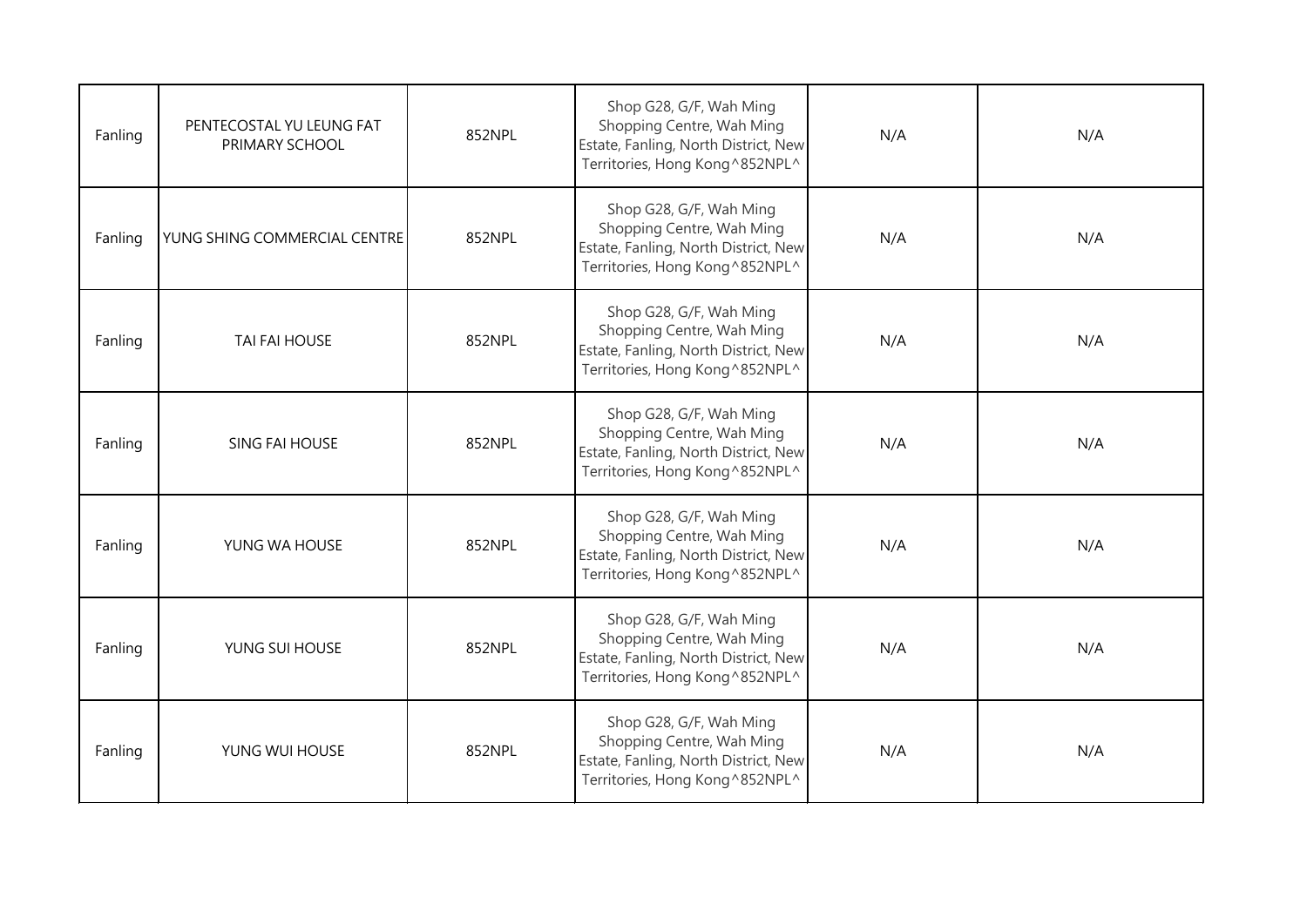| | | | | | |
|---|---|---|---|---|---|
| Fanling | PENTECOSTAL YU LEUNG FAT PRIMARY SCHOOL | 852NPL | Shop G28, G/F, Wah Ming Shopping Centre, Wah Ming Estate, Fanling, North District, New Territories, Hong Kong^852NPL^ | N/A | N/A |
| Fanling | YUNG SHING COMMERCIAL CENTRE | 852NPL | Shop G28, G/F, Wah Ming Shopping Centre, Wah Ming Estate, Fanling, North District, New Territories, Hong Kong^852NPL^ | N/A | N/A |
| Fanling | TAI FAI HOUSE | 852NPL | Shop G28, G/F, Wah Ming Shopping Centre, Wah Ming Estate, Fanling, North District, New Territories, Hong Kong^852NPL^ | N/A | N/A |
| Fanling | SING FAI HOUSE | 852NPL | Shop G28, G/F, Wah Ming Shopping Centre, Wah Ming Estate, Fanling, North District, New Territories, Hong Kong^852NPL^ | N/A | N/A |
| Fanling | YUNG WA HOUSE | 852NPL | Shop G28, G/F, Wah Ming Shopping Centre, Wah Ming Estate, Fanling, North District, New Territories, Hong Kong^852NPL^ | N/A | N/A |
| Fanling | YUNG SUI HOUSE | 852NPL | Shop G28, G/F, Wah Ming Shopping Centre, Wah Ming Estate, Fanling, North District, New Territories, Hong Kong^852NPL^ | N/A | N/A |
| Fanling | YUNG WUI HOUSE | 852NPL | Shop G28, G/F, Wah Ming Shopping Centre, Wah Ming Estate, Fanling, North District, New Territories, Hong Kong^852NPL^ | N/A | N/A |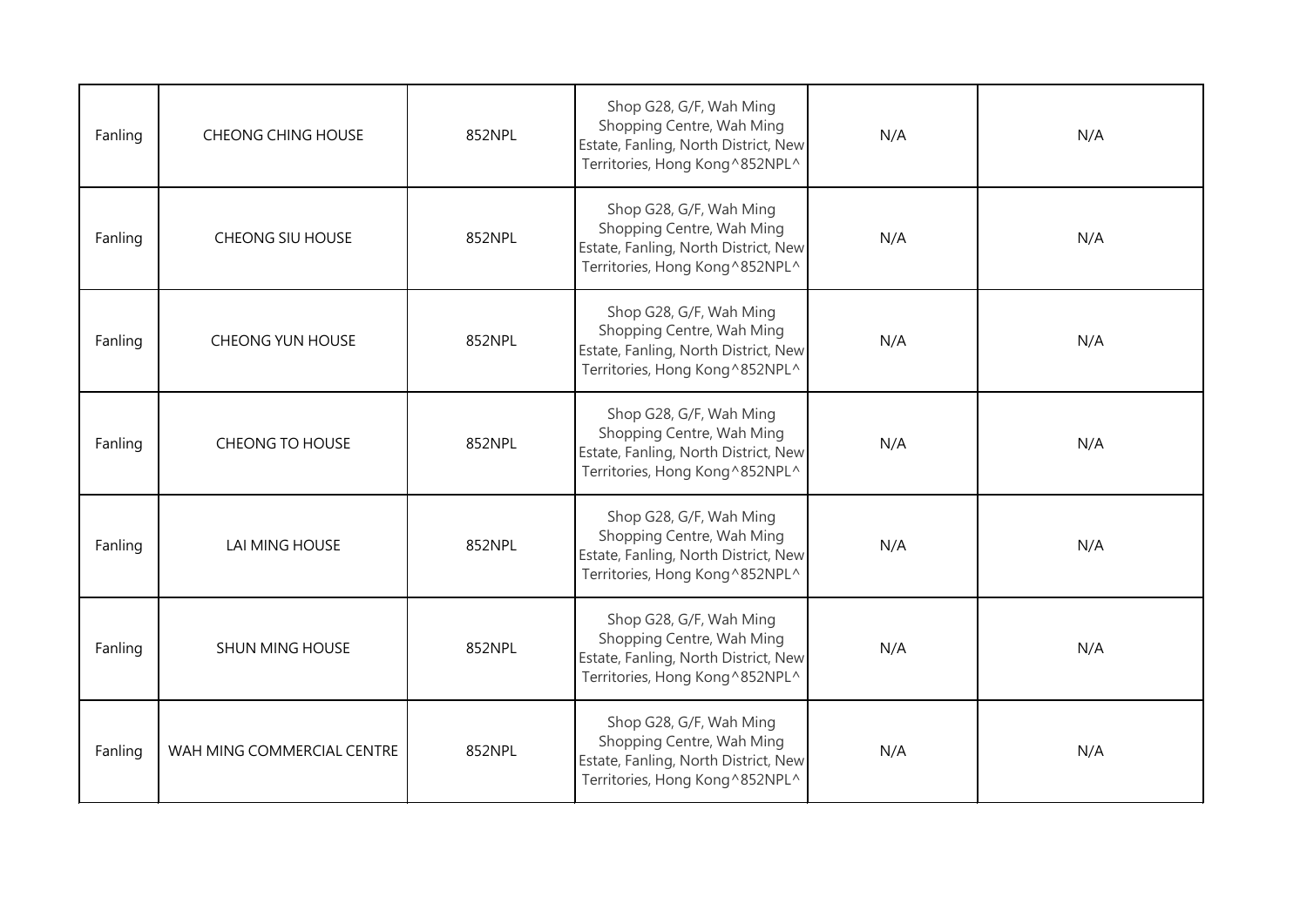| Fanling | CHEONG CHING HOUSE | 852NPL | Shop G28, G/F, Wah Ming Shopping Centre, Wah Ming Estate, Fanling, North District, New Territories, Hong Kong^852NPL^ | N/A | N/A |
|---|---|---|---|---|---|
| Fanling | CHEONG SIU HOUSE | 852NPL | Shop G28, G/F, Wah Ming Shopping Centre, Wah Ming Estate, Fanling, North District, New Territories, Hong Kong^852NPL^ | N/A | N/A |
| Fanling | CHEONG YUN HOUSE | 852NPL | Shop G28, G/F, Wah Ming Shopping Centre, Wah Ming Estate, Fanling, North District, New Territories, Hong Kong^852NPL^ | N/A | N/A |
| Fanling | CHEONG TO HOUSE | 852NPL | Shop G28, G/F, Wah Ming Shopping Centre, Wah Ming Estate, Fanling, North District, New Territories, Hong Kong^852NPL^ | N/A | N/A |
| Fanling | LAI MING HOUSE | 852NPL | Shop G28, G/F, Wah Ming Shopping Centre, Wah Ming Estate, Fanling, North District, New Territories, Hong Kong^852NPL^ | N/A | N/A |
| Fanling | SHUN MING HOUSE | 852NPL | Shop G28, G/F, Wah Ming Shopping Centre, Wah Ming Estate, Fanling, North District, New Territories, Hong Kong^852NPL^ | N/A | N/A |
| Fanling | WAH MING COMMERCIAL CENTRE | 852NPL | Shop G28, G/F, Wah Ming Shopping Centre, Wah Ming Estate, Fanling, North District, New Territories, Hong Kong^852NPL^ | N/A | N/A |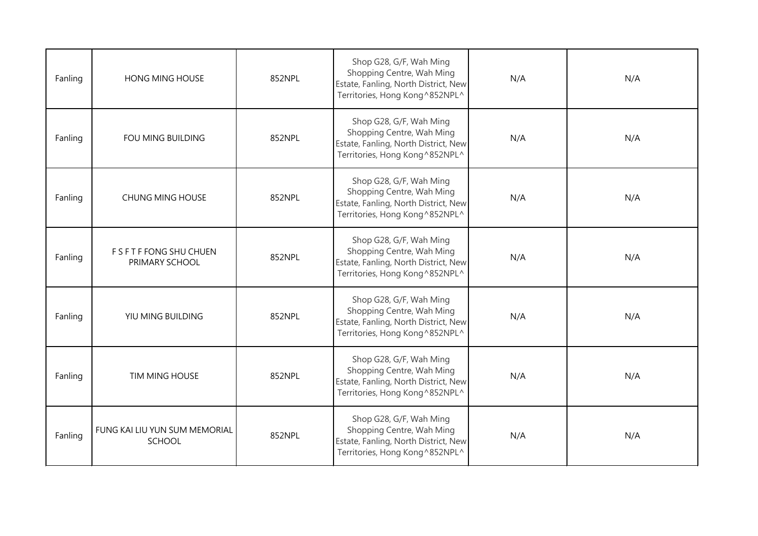| | | | | | |
|---|---|---|---|---|---|
| Fanling | HONG MING HOUSE | 852NPL | Shop G28, G/F, Wah Ming Shopping Centre, Wah Ming Estate, Fanling, North District, New Territories, Hong Kong^852NPL^ | N/A | N/A |
| Fanling | FOU MING BUILDING | 852NPL | Shop G28, G/F, Wah Ming Shopping Centre, Wah Ming Estate, Fanling, North District, New Territories, Hong Kong^852NPL^ | N/A | N/A |
| Fanling | CHUNG MING HOUSE | 852NPL | Shop G28, G/F, Wah Ming Shopping Centre, Wah Ming Estate, Fanling, North District, New Territories, Hong Kong^852NPL^ | N/A | N/A |
| Fanling | F S F T F FONG SHU CHUEN PRIMARY SCHOOL | 852NPL | Shop G28, G/F, Wah Ming Shopping Centre, Wah Ming Estate, Fanling, North District, New Territories, Hong Kong^852NPL^ | N/A | N/A |
| Fanling | YIU MING BUILDING | 852NPL | Shop G28, G/F, Wah Ming Shopping Centre, Wah Ming Estate, Fanling, North District, New Territories, Hong Kong^852NPL^ | N/A | N/A |
| Fanling | TIM MING HOUSE | 852NPL | Shop G28, G/F, Wah Ming Shopping Centre, Wah Ming Estate, Fanling, North District, New Territories, Hong Kong^852NPL^ | N/A | N/A |
| Fanling | FUNG KAI LIU YUN SUM MEMORIAL SCHOOL | 852NPL | Shop G28, G/F, Wah Ming Shopping Centre, Wah Ming Estate, Fanling, North District, New Territories, Hong Kong^852NPL^ | N/A | N/A |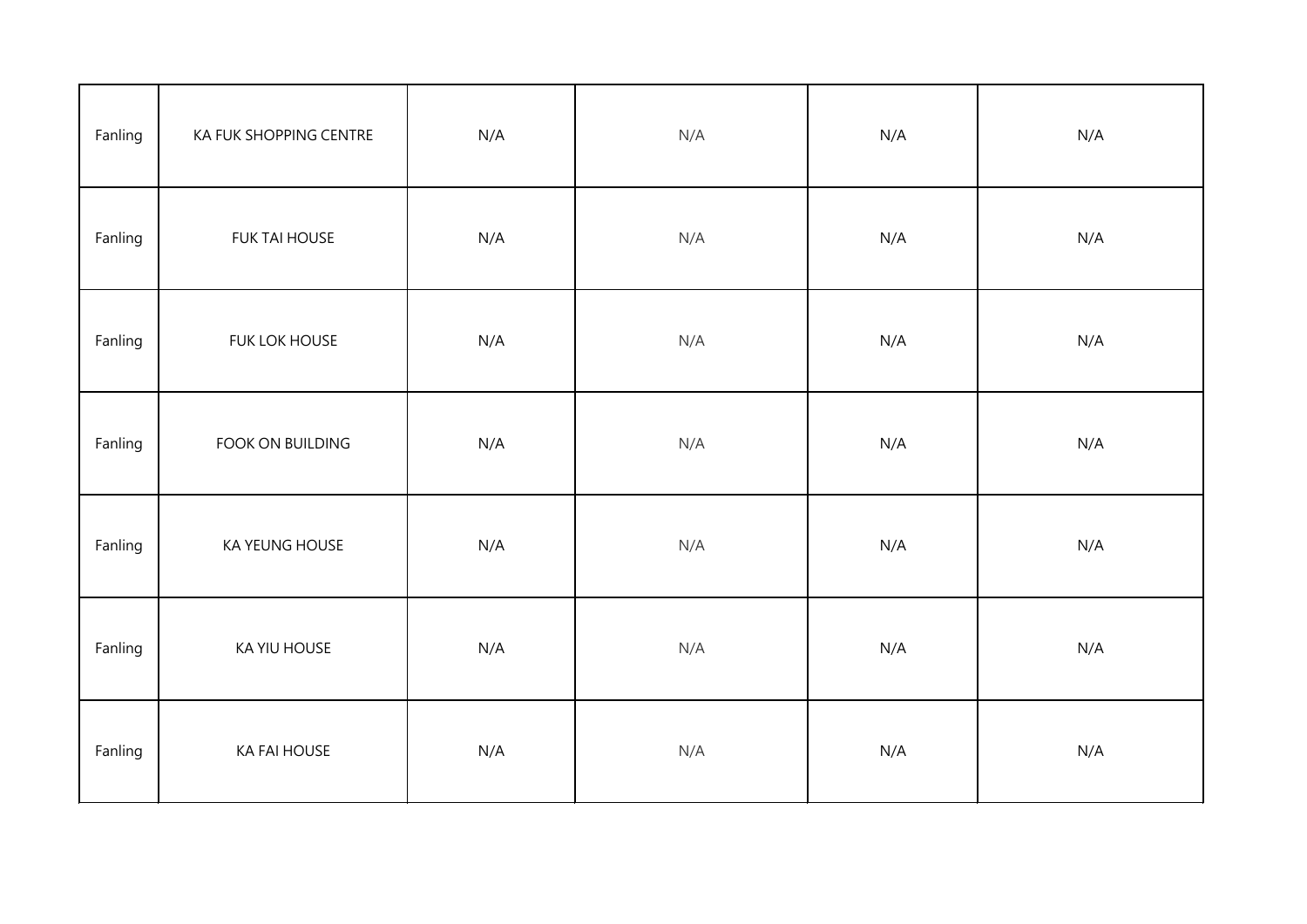| | | | | | |
|---|---|---|---|---|---|
| Fanling | KA FUK SHOPPING CENTRE | N/A | N/A | N/A | N/A |
| Fanling | FUK TAI HOUSE | N/A | N/A | N/A | N/A |
| Fanling | FUK LOK HOUSE | N/A | N/A | N/A | N/A |
| Fanling | FOOK ON BUILDING | N/A | N/A | N/A | N/A |
| Fanling | KA YEUNG HOUSE | N/A | N/A | N/A | N/A |
| Fanling | KA YIU HOUSE | N/A | N/A | N/A | N/A |
| Fanling | KA FAI HOUSE | N/A | N/A | N/A | N/A |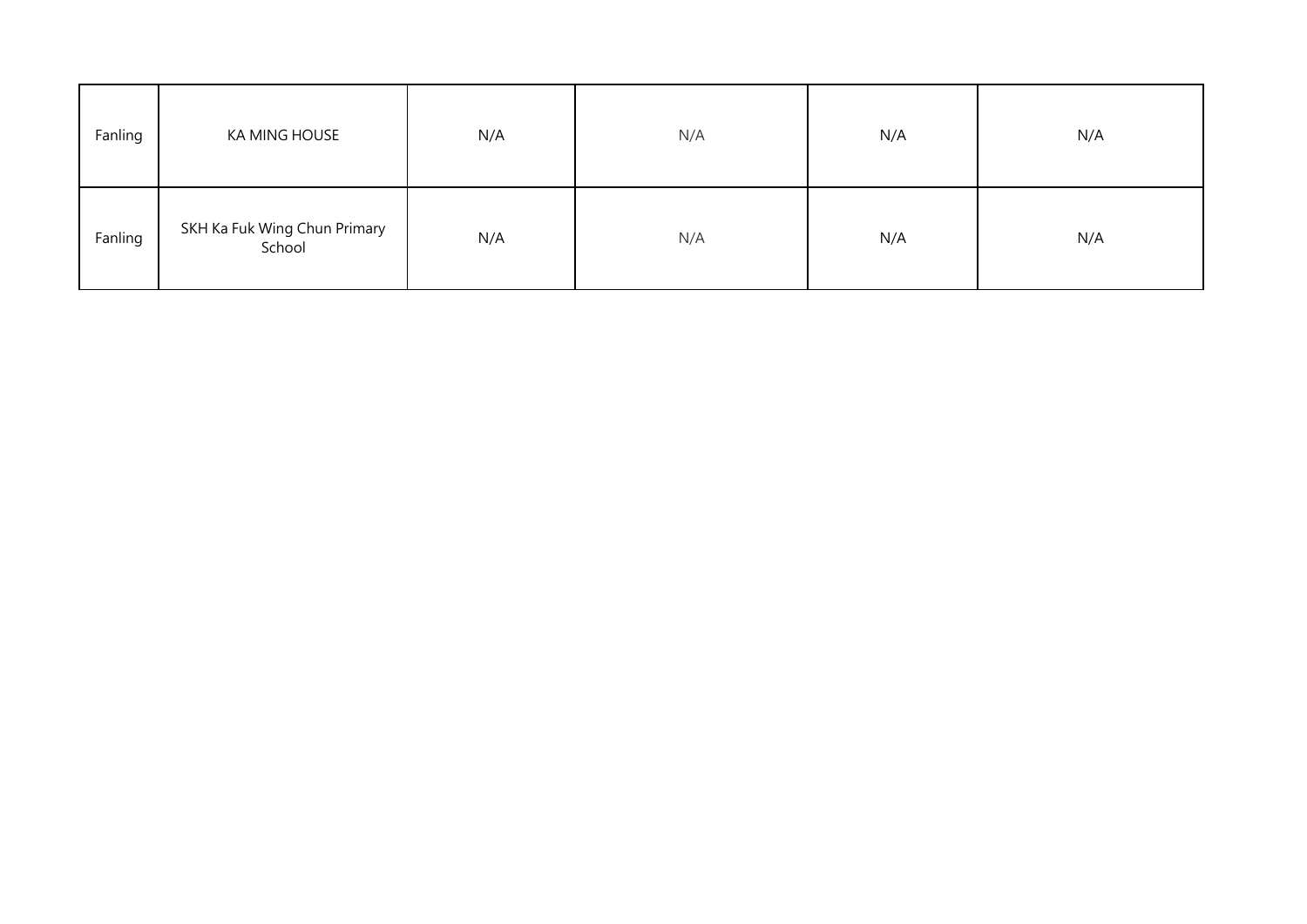| | | | | | |
|---|---|---|---|---|---|
| Fanling | KA MING HOUSE | N/A | N/A | N/A | N/A |
| Fanling | SKH Ka Fuk Wing Chun Primary School | N/A | N/A | N/A | N/A |